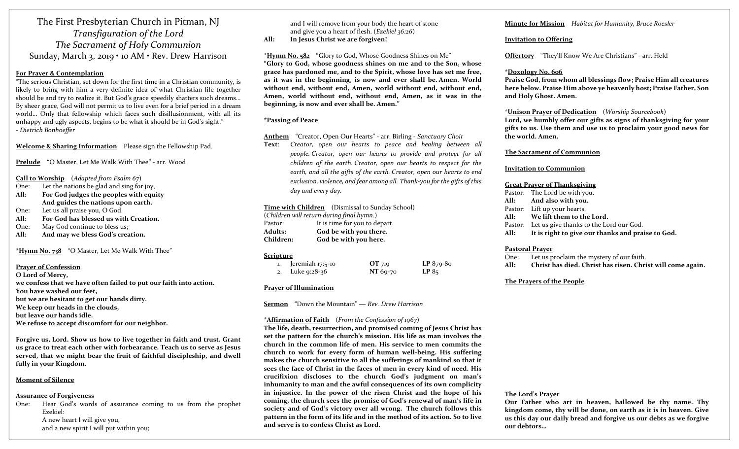# The First Presbyterian Church in Pitman, NJ

## *Transfiguration of the Lord*

## *The Sacrament of Holy Communion*

Sunday, March 3, 2019 • 10 AM • Rev. Drew Harrison

**For Prayer & Contemplation**

"The serious Christian, set down for the first time in a Christian community, is likely to bring with him a very definite idea of what Christian life together should be and try to realize it. But God's grace speedily shatters such dreams… By sheer grace, God will not permit us to live even for a brief period in a dream world… Only that fellowship which faces such disillusionment, with all its unhappy and ugly aspects, begins to be what it should be in God's sight."
- *Dietrich Bonhoeffer*

**Welcome & Sharing Information** Please sign the Fellowship Pad.

**Prelude** "O Master, Let Me Walk With Thee" - arr. Wood

**Call to Worship** (*Adapted from Psalm 67*)

One: Let the nations be glad and sing for joy,
**All: For God judges the peoples with equity And guides the nations upon earth.**
One: Let us all praise you, O God.
**All: For God has blessed us with Creation.**
One: May God continue to bless us;
**All: And may we bless God's creation.**

\***Hymn No. 738** "O Master, Let Me Walk With Thee"

**Prayer of Confession**

**O Lord of Mercy,**
**we confess that we have often failed to put our faith into action.**
**You have washed our feet,**
**but we are hesitant to get our hands dirty.**
**We keep our heads in the clouds,**
**but leave our hands idle.**
**We refuse to accept discomfort for our neighbor.**

**Forgive us, Lord. Show us how to live together in faith and trust. Grant us grace to treat each other with forbearance. Teach us to serve as Jesus served, that we might bear the fruit of faithful discipleship, and dwell fully in your Kingdom.**

**Moment of Silence**

**Assurance of Forgiveness**

One: Hear God's words of assurance coming to us from the prophet Ezekiel:
A new heart I will give you,
and a new spirit I will put within you;
and I will remove from your body the heart of stone
and give you a heart of flesh. (*Ezekiel 36:26*)
**All: In Jesus Christ we are forgiven!**

\***Hymn No. 582** "Glory to God, Whose Goodness Shines on Me"

**"Glory to God, whose goodness shines on me and to the Son, whose grace has pardoned me, and to the Spirit, whose love has set me free, as it was in the beginning, is now and ever shall be. Amen. World without end, without end, Amen, world without end, without end, Amen, world without end, without end, Amen, as it was in the beginning, is now and ever shall be. Amen."**

\***Passing of Peace**

**Anthem** "Creator, Open Our Hearts" - arr. Birling - *Sanctuary Choir*

**Text**: *Creator, open our hearts to peace and healing between all people. Creator, open our hearts to provide and protect for all children of the earth. Creator, open our hearts to respect for the earth, and all the gifts of the earth. Creator, open our hearts to end exclusion, violence, and fear among all. Thank-you for the gifts of this day and every day.*

**Time with Children** (Dismissal to Sunday School)
(*Children will return during final hymn.*)

Pastor: It is time for you to depart.
**Adults: God be with you there.**
**Children: God be with you here.**

**Scripture**

| | | | |
|---|---|---|---|
| 1. | Jeremiah 17:5-10 | **OT** 719 | **LP** 879-80 |
| 2. | Luke 9:28-36 | **NT** 69-70 | **LP** 85 |

**Prayer of Illumination**

**Sermon** "Down the Mountain" — *Rev. Drew Harrison*

\***Affirmation of Faith** (*From the Confession of 1967*)

**The life, death, resurrection, and promised coming of Jesus Christ has set the pattern for the church's mission. His life as man involves the church in the common life of men. His service to men commits the church to work for every form of human well-being. His suffering makes the church sensitive to all the sufferings of mankind so that it sees the face of Christ in the faces of men in every kind of need. His crucifixion discloses to the church God's judgment on man's inhumanity to man and the awful consequences of its own complicity in injustice. In the power of the risen Christ and the hope of his coming, the church sees the promise of God's renewal of man's life in society and of God's victory over all wrong. The church follows this pattern in the form of its life and in the method of its action. So to live and serve is to confess Christ as Lord.**

**Minute for Mission** *Habitat for Humanity, Bruce Roesler*

**Invitation to Offering**

**Offertory** "They'll Know We Are Christians" - arr. Held

\***Doxology No. 606**

**Praise God, from whom all blessings flow; Praise Him all creatures here below. Praise Him above ye heavenly host; Praise Father, Son and Holy Ghost. Amen.**

\***Unison Prayer of Dedication** (*Worship Sourcebook*)

**Lord, we humbly offer our gifts as signs of thanksgiving for your gifts to us. Use them and use us to proclaim your good news for the world. Amen.**

**The Sacrament of Communion**

**Invitation to Communion**

**Great Prayer of Thanksgiving**

Pastor: The Lord be with you.
**All: And also with you.**
Pastor: Lift up your hearts.
**All: We lift them to the Lord.**
Pastor: Let us give thanks to the Lord our God.
**All: It is right to give our thanks and praise to God.**

**Pastoral Prayer**

One: Let us proclaim the mystery of our faith.
**All: Christ has died. Christ has risen. Christ will come again.**

**The Prayers of the People**

**The Lord's Prayer**

**Our Father who art in heaven, hallowed be thy name. Thy kingdom come, thy will be done, on earth as it is in heaven. Give us this day our daily bread and forgive us our debts as we forgive our debtors…**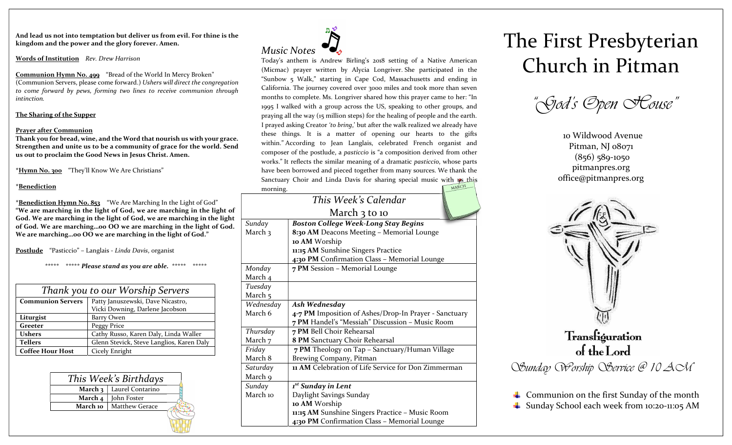**And lead us not into temptation but deliver us from evil. For thine is the kingdom and the power and the glory forever. Amen.**

**Words of Institution** *Rev. Drew Harrison*

**Communion Hymn No. 499** "Bread of the World In Mercy Broken"
(Communion Servers, please come forward.) *Ushers will direct the congregation to come forward by pews, forming two lines to receive communion through intinction.*

**The Sharing of the Supper**

**Prayer after Communion**
**Thank you for bread, wine, and the Word that nourish us with your grace. Strengthen and unite us to be a community of grace for the world. Send us out to proclaim the Good News in Jesus Christ. Amen.**

\***Hymn No. 300** "They'll Know We Are Christians"

\***Benediction**

\***Benediction Hymn No. 853** "We Are Marching In the Light of God"
**"We are marching in the light of God, we are marching in the light of God. We are marching in the light of God, we are marching in the light of God. We are marching…oo OO we are marching in the light of God. We are marching…oo OO we are marching in the light of God."**

**Postlude** "Pasticcio" – Langlais - *Linda Davis*, organist

\*\*\*\*\* \*\*\*\*\* ***Please stand as you are able.*** \*\*\*\*\* \*\*\*\*\*

## *Thank you to our Worship Servers*

| | |
|---|---|
| **Communion Servers** | Patty Januszewski, Dave Nicastro, Vicki Downing, Darlene Jacobson |
| **Liturgist** | Barry Owen |
| **Greeter** | Peggy Price |
| **Ushers** | Cathy Russo, Karen Daly, Linda Waller |
| **Tellers** | Glenn Stevick, Steve Langlios, Karen Daly |
| **Coffee Hour Host** | Cicely Enright |

## *This Week's Birthdays*

| | |
|---|---|
| **March 3** | Laurel Contarino |
| **March 4** | John Foster |
| **March 10** | Matthew Gerace |

## *Music Notes*

Today's anthem is Andrew Birling's 2018 setting of a Native American (Micmac) prayer written by Alycia Longriver. She participated in the "Sunbow 5 Walk," starting in Cape Cod, Massachusetts and ending in California. The journey covered over 3000 miles and took more than seven months to complete. Ms. Longriver shared how this prayer came to her: "In 1995 I walked with a group across the US, speaking to other groups, and praying all the way (15 million steps) for the healing of people and the earth. I prayed asking Creator *'to bring,'* but after the walk realized we already have these things. It is a matter of opening our hearts to the gifts within." According to Jean Langlais, celebrated French organist and composer of the postlude, a *pasticcio* is "a composition derived from other works." It reflects the similar meaning of a dramatic *pasticcio*, whose parts have been borrowed and pieced together from many sources. We thank the Sanctuary Choir and Linda Davis for sharing special music with us this morning.

## *This Week's Calendar*
March 3 to 10

| | |
|---|---|
| *Sunday* March 3 | ***Boston College Week-Long Stay Begins*** **8:30 AM** Deacons Meeting – Memorial Lounge **10 AM** Worship **11:15 AM** Sunshine Singers Practice **4:30 PM** Confirmation Class – Memorial Lounge |
| *Monday* March 4 | **7 PM** Session – Memorial Lounge |
| *Tuesday* March 5 | |
| *Wednesday* March 6 | ***Ash Wednesday*** **4-7 PM** Imposition of Ashes/Drop-In Prayer - Sanctuary **7 PM** Handel's "Messiah" Discussion – Music Room |
| *Thursday* March 7 | **7 PM** Bell Choir Rehearsal **8 PM** Sanctuary Choir Rehearsal |
| *Friday* March 8 | **7 PM** Theology on Tap – Sanctuary/Human Village Brewing Company, Pitman |
| *Saturday* March 9 | **11 AM** Celebration of Life Service for Don Zimmerman |
| *Sunday* March 10 | ***1st Sunday in Lent*** Daylight Savings Sunday **10 AM** Worship **11:15 AM** Sunshine Singers Practice – Music Room **4:30 PM** Confirmation Class – Memorial Lounge |

# The First Presbyterian Church in Pitman

*"God's Open House"*

10 Wildwood Avenue
Pitman, NJ 08071
(856) 589-1050
pitmanpres.org
office@pitmanpres.org

**Transfiguration of the Lord**

*Sunday Worship Service @ 10 AM*

- Communion on the first Sunday of the month
- Sunday School each week from 10:20-11:05 AM